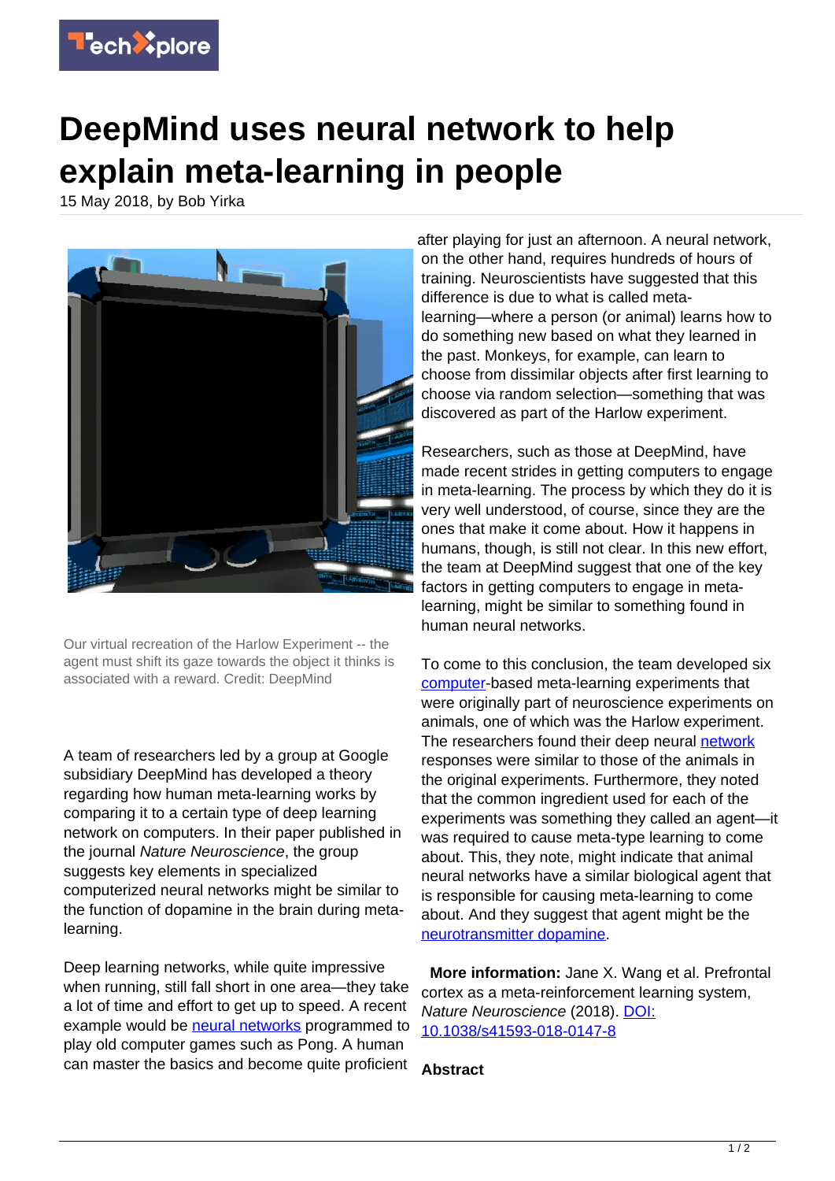# DeepMind uses neural network to help explain meta-learning in people

15 May 2018, by Bob Yirka

Our virtual recreation of the Harlow Experiment -- the agent must shift its gaze towards the object it thinks is associated with a reward. Credit: DeepMind

A team of researchers led by a group at Google subsidiary DeepMind has developed a theory regarding how human meta-learning works by comparing it to a certain type of deep learning network on computers. In their paper published in the journal *Nature Neuroscience*, the group suggests key elements in specialized computerized neural networks might be similar to the function of dopamine in the brain during meta-learning.

Deep learning networks, while quite impressive when running, still fall short in one area—they take a lot of time and effort to get up to speed. A recent example would be neural networks programmed to play old computer games such as Pong. A human can master the basics and become quite proficient after playing for just an afternoon. A neural network, on the other hand, requires hundreds of hours of training. Neuroscientists have suggested that this difference is due to what is called meta-learning—where a person (or animal) learns how to do something new based on what they learned in the past. Monkeys, for example, can learn to choose from dissimilar objects after first learning to choose via random selection—something that was discovered as part of the Harlow experiment.

Researchers, such as those at DeepMind, have made recent strides in getting computers to engage in meta-learning. The process by which they do it is very well understood, of course, since they are the ones that make it come about. How it happens in humans, though, is still not clear. In this new effort, the team at DeepMind suggest that one of the key factors in getting computers to engage in meta-learning, might be similar to something found in human neural networks.

To come to this conclusion, the team developed six computer-based meta-learning experiments that were originally part of neuroscience experiments on animals, one of which was the Harlow experiment. The researchers found their deep neural network responses were similar to those of the animals in the original experiments. Furthermore, they noted that the common ingredient used for each of the experiments was something they called an agent—it was required to cause meta-type learning to come about. This, they note, might indicate that animal neural networks have a similar biological agent that is responsible for causing meta-learning to come about. And they suggest that agent might be the neurotransmitter dopamine.

**More information:** Jane X. Wang et al. Prefrontal cortex as a meta-reinforcement learning system, *Nature Neuroscience* (2018). DOI: 10.1038/s41593-018-0147-8

**Abstract**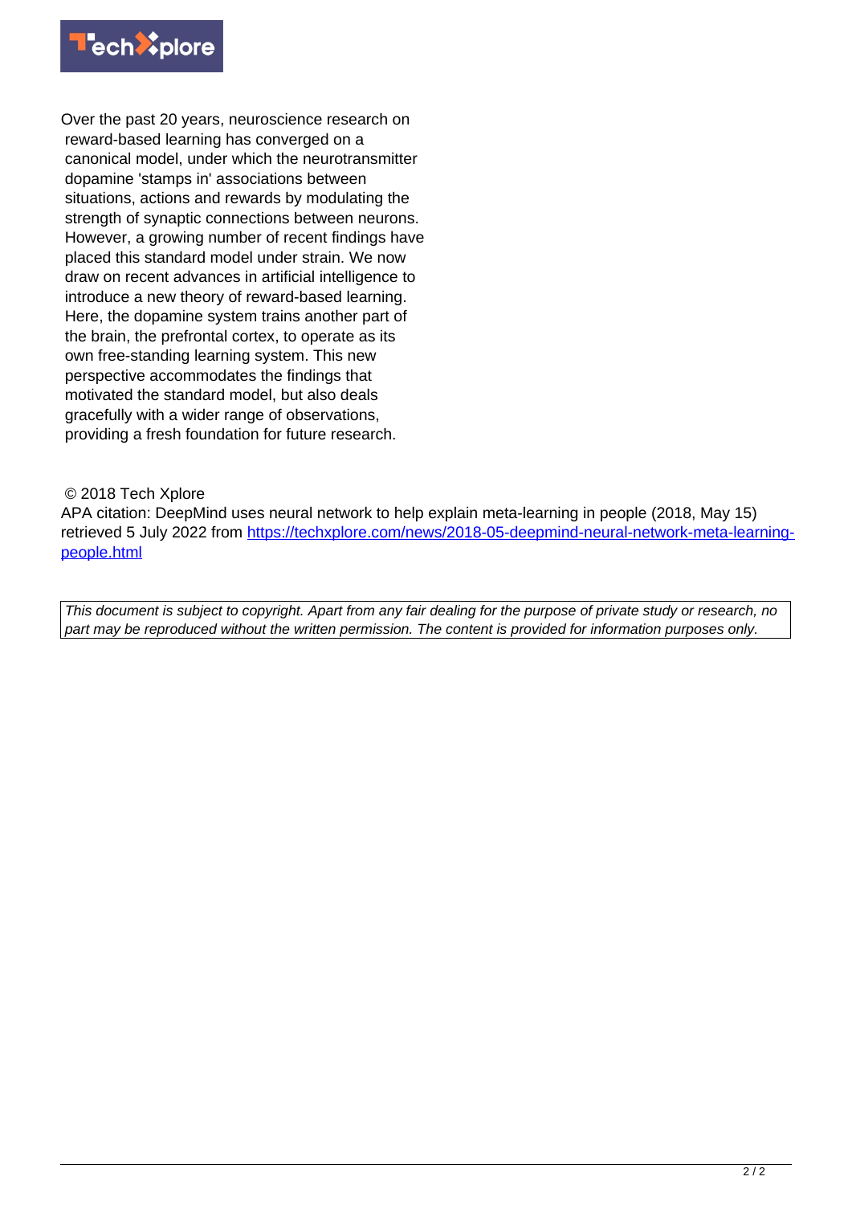Over the past 20 years, neuroscience research on reward-based learning has converged on a canonical model, under which the neurotransmitter dopamine 'stamps in' associations between situations, actions and rewards by modulating the strength of synaptic connections between neurons. However, a growing number of recent findings have placed this standard model under strain. We now draw on recent advances in artificial intelligence to introduce a new theory of reward-based learning. Here, the dopamine system trains another part of the brain, the prefrontal cortex, to operate as its own free-standing learning system. This new perspective accommodates the findings that motivated the standard model, but also deals gracefully with a wider range of observations, providing a fresh foundation for future research.

© 2018 Tech Xplore

APA citation: DeepMind uses neural network to help explain meta-learning in people (2018, May 15) retrieved 5 July 2022 from https://techxplore.com/news/2018-05-deepmind-neural-network-meta-learning-people.html

*This document is subject to copyright. Apart from any fair dealing for the purpose of private study or research, no part may be reproduced without the written permission. The content is provided for information purposes only.*